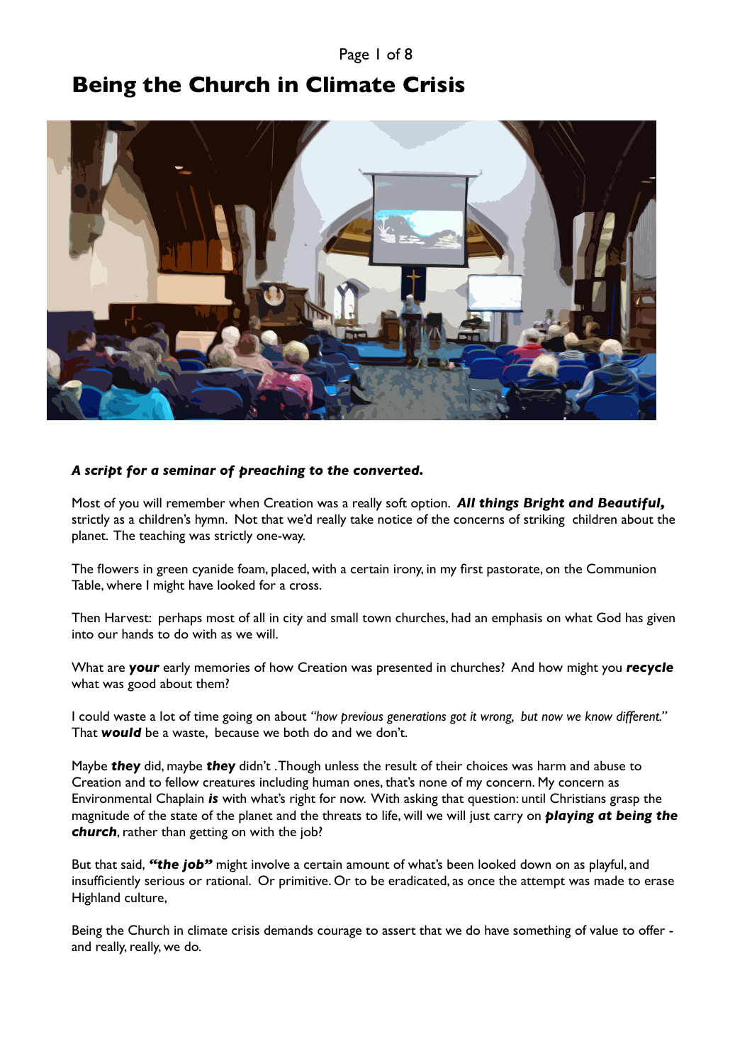# Being the Church in Climate Crisis

***A script for a seminar of preaching to the converted.***

Most of you will remember when Creation was a really soft option. ***All things Bright and Beautiful,*** strictly as a children's hymn. Not that we'd really take notice of the concerns of striking children about the planet. The teaching was strictly one-way.

The flowers in green cyanide foam, placed, with a certain irony, in my first pastorate, on the Communion Table, where I might have looked for a cross.

Then Harvest: perhaps most of all in city and small town churches, had an emphasis on what God has given into our hands to do with as we will.

What are ***your*** early memories of how Creation was presented in churches? And how might you ***recycle*** what was good about them?

I could waste a lot of time going on about *"how previous generations got it wrong, but now we know different."* That ***would*** be a waste, because we both do and we don't.

Maybe ***they*** did, maybe ***they*** didn't . Though unless the result of their choices was harm and abuse to Creation and to fellow creatures including human ones, that's none of my concern. My concern as Environmental Chaplain ***is*** with what's right for now. With asking that question: until Christians grasp the magnitude of the state of the planet and the threats to life, will we will just carry on ***playing at being the church***, rather than getting on with the job?

But that said, ***"the job"*** might involve a certain amount of what's been looked down on as playful, and insufficiently serious or rational. Or primitive. Or to be eradicated, as once the attempt was made to erase Highland culture,

Being the Church in climate crisis demands courage to assert that we do have something of value to offer - and really, really, we do.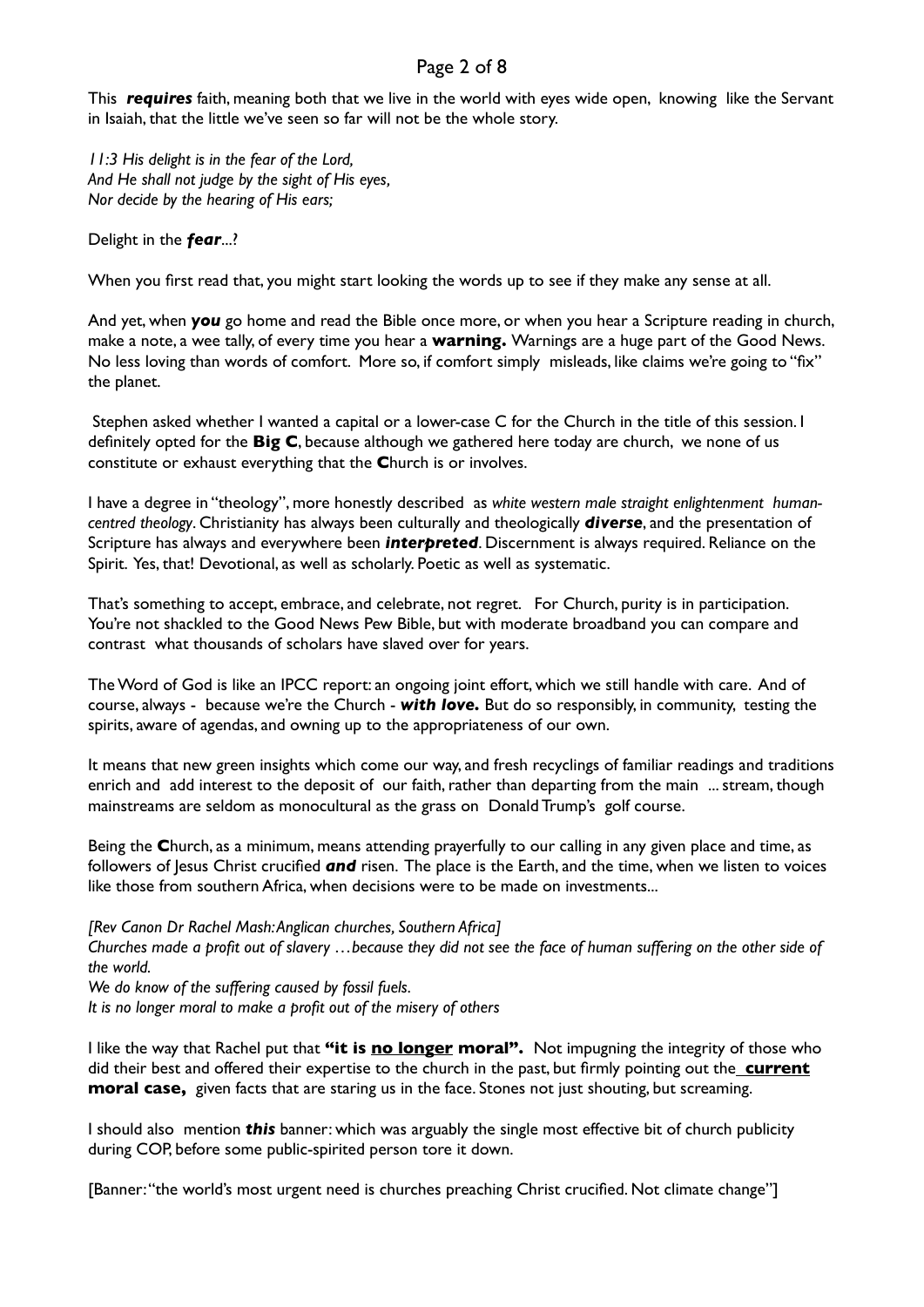This ***requires*** faith, meaning both that we live in the world with eyes wide open, knowing like the Servant in Isaiah, that the little we've seen so far will not be the whole story.

*11:3 His delight is in the fear of the Lord,*
*And He shall not judge by the sight of His eyes,*
*Nor decide by the hearing of His ears;*

Delight in the ***fear***...?

When you first read that, you might start looking the words up to see if they make any sense at all.

And yet, when ***you*** go home and read the Bible once more, or when you hear a Scripture reading in church, make a note, a wee tally, of every time you hear a **warning.** Warnings are a huge part of the Good News. No less loving than words of comfort. More so, if comfort simply misleads, like claims we're going to "fix" the planet.

Stephen asked whether I wanted a capital or a lower-case C for the Church in the title of this session. I definitely opted for the **Big C**, because although we gathered here today are church, we none of us constitute or exhaust everything that the **C**hurch is or involves.

I have a degree in "theology", more honestly described as *white western male straight enlightenment human-centred theology*. Christianity has always been culturally and theologically ***diverse***, and the presentation of Scripture has always and everywhere been ***interpreted***. Discernment is always required. Reliance on the Spirit. Yes, that! Devotional, as well as scholarly. Poetic as well as systematic.

That's something to accept, embrace, and celebrate, not regret. For Church, purity is in participation. You're not shackled to the Good News Pew Bible, but with moderate broadband you can compare and contrast what thousands of scholars have slaved over for years.

The Word of God is like an IPCC report: an ongoing joint effort, which we still handle with care. And of course, always - because we're the Church - ***with love.*** But do so responsibly, in community, testing the spirits, aware of agendas, and owning up to the appropriateness of our own.

It means that new green insights which come our way, and fresh recyclings of familiar readings and traditions enrich and add interest to the deposit of our faith, rather than departing from the main ... stream, though mainstreams are seldom as monocultural as the grass on Donald Trump's golf course.

Being the **C**hurch, as a minimum, means attending prayerfully to our calling in any given place and time, as followers of Jesus Christ crucified ***and*** risen. The place is the Earth, and the time, when we listen to voices like those from southern Africa, when decisions were to be made on investments...

*[Rev Canon Dr Rachel Mash: Anglican churches, Southern Africa]*
*Churches made a profit out of slavery …because they did not see the face of human suffering on the other side of the world.*
*We do know of the suffering caused by fossil fuels.*
*It is no longer moral to make a profit out of the misery of others*

I like the way that Rachel put that **"it is <u>no longer</u> moral".** Not impugning the integrity of those who did their best and offered their expertise to the church in the past, but firmly pointing out the **<u>current</u> moral case,** given facts that are staring us in the face. Stones not just shouting, but screaming.

I should also mention ***this*** banner: which was arguably the single most effective bit of church publicity during COP, before some public-spirited person tore it down.

[Banner: "the world's most urgent need is churches preaching Christ crucified. Not climate change"]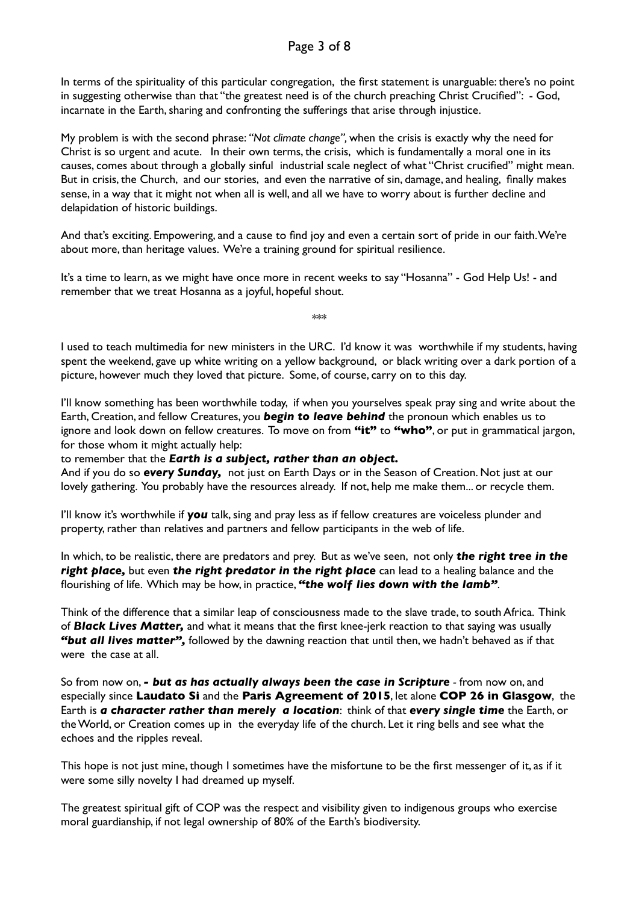In terms of the spirituality of this particular congregation, the first statement is unarguable: there's no point in suggesting otherwise than that "the greatest need is of the church preaching Christ Crucified": - God, incarnate in the Earth, sharing and confronting the sufferings that arise through injustice.

My problem is with the second phrase: *"Not climate change",* when the crisis is exactly why the need for Christ is so urgent and acute. In their own terms, the crisis, which is fundamentally a moral one in its causes, comes about through a globally sinful industrial scale neglect of what "Christ crucified" might mean. But in crisis, the Church, and our stories, and even the narrative of sin, damage, and healing, finally makes sense, in a way that it might not when all is well, and all we have to worry about is further decline and delapidation of historic buildings.

And that's exciting. Empowering, and a cause to find joy and even a certain sort of pride in our faith. We're about more, than heritage values. We're a training ground for spiritual resilience.

It's a time to learn, as we might have once more in recent weeks to say "Hosanna" - God Help Us! - and remember that we treat Hosanna as a joyful, hopeful shout.

***

I used to teach multimedia for new ministers in the URC. I'd know it was worthwhile if my students, having spent the weekend, gave up white writing on a yellow background, or black writing over a dark portion of a picture, however much they loved that picture. Some, of course, carry on to this day.

I'll know something has been worthwhile today, if when you yourselves speak pray sing and write about the Earth, Creation, and fellow Creatures, you ***begin to leave behind*** the pronoun which enables us to ignore and look down on fellow creatures. To move on from **"it"** to **"who"**, or put in grammatical jargon, for those whom it might actually help:

to remember that the ***Earth is a subject, rather than an object.***

And if you do so ***every Sunday,*** not just on Earth Days or in the Season of Creation. Not just at our lovely gathering. You probably have the resources already. If not, help me make them... or recycle them.

I'll know it's worthwhile if ***you*** talk, sing and pray less as if fellow creatures are voiceless plunder and property, rather than relatives and partners and fellow participants in the web of life.

In which, to be realistic, there are predators and prey. But as we've seen, not only ***the right tree in the right place,*** but even ***the right predator in the right place*** can lead to a healing balance and the flourishing of life. Which may be how, in practice, ***"the wolf lies down with the lamb"***.

Think of the difference that a similar leap of consciousness made to the slave trade, to south Africa. Think of ***Black Lives Matter,*** and what it means that the first knee-jerk reaction to that saying was usually ***"but all lives matter",*** followed by the dawning reaction that until then, we hadn't behaved as if that were the case at all.

So from now on, ***- but as has actually always been the case in Scripture*** - from now on, and especially since **Laudato Si** and the **Paris Agreement of 2015**, let alone **COP 26 in Glasgow**, the Earth is ***a character rather than merely a location***: think of that ***every single time*** the Earth, or the World, or Creation comes up in the everyday life of the church. Let it ring bells and see what the echoes and the ripples reveal.

This hope is not just mine, though I sometimes have the misfortune to be the first messenger of it, as if it were some silly novelty I had dreamed up myself.

The greatest spiritual gift of COP was the respect and visibility given to indigenous groups who exercise moral guardianship, if not legal ownership of 80% of the Earth's biodiversity.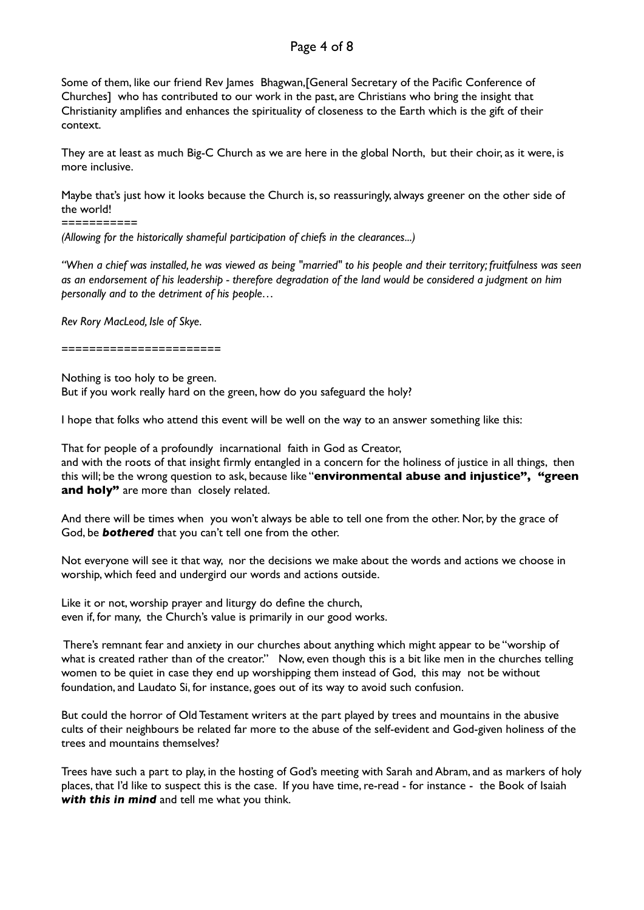Some of them, like our friend Rev James Bhagwan,[General Secretary of the Pacific Conference of Churches] who has contributed to our work in the past, are Christians who bring the insight that Christianity amplifies and enhances the spirituality of closeness to the Earth which is the gift of their context.

They are at least as much Big-C Church as we are here in the global North, but their choir, as it were, is more inclusive.

Maybe that's just how it looks because the Church is, so reassuringly, always greener on the other side of the world!

==========

*(Allowing for the historically shameful participation of chiefs in the clearances...)*

*"When a chief was installed, he was viewed as being "married" to his people and their territory; fruitfulness was seen as an endorsement of his leadership - therefore degradation of the land would be considered a judgment on him personally and to the detriment of his people…*

*Rev Rory MacLeod, Isle of Skye.*

======================

Nothing is too holy to be green.
But if you work really hard on the green, how do you safeguard the holy?

I hope that folks who attend this event will be well on the way to an answer something like this:

That for people of a profoundly incarnational faith in God as Creator,
and with the roots of that insight firmly entangled in a concern for the holiness of justice in all things, then this will; be the wrong question to ask, because like "**environmental abuse and injustice", "green and holy"** are more than closely related.

And there will be times when you won't always be able to tell one from the other. Nor, by the grace of God, be ***bothered*** that you can't tell one from the other.

Not everyone will see it that way, nor the decisions we make about the words and actions we choose in worship, which feed and undergird our words and actions outside.

Like it or not, worship prayer and liturgy do define the church,
even if, for many, the Church's value is primarily in our good works.

There's remnant fear and anxiety in our churches about anything which might appear to be "worship of what is created rather than of the creator." Now, even though this is a bit like men in the churches telling women to be quiet in case they end up worshipping them instead of God, this may not be without foundation, and Laudato Si, for instance, goes out of its way to avoid such confusion.

But could the horror of Old Testament writers at the part played by trees and mountains in the abusive cults of their neighbours be related far more to the abuse of the self-evident and God-given holiness of the trees and mountains themselves?

Trees have such a part to play, in the hosting of God's meeting with Sarah and Abram, and as markers of holy places, that I'd like to suspect this is the case. If you have time, re-read - for instance - the Book of Isaiah ***with this in mind*** and tell me what you think.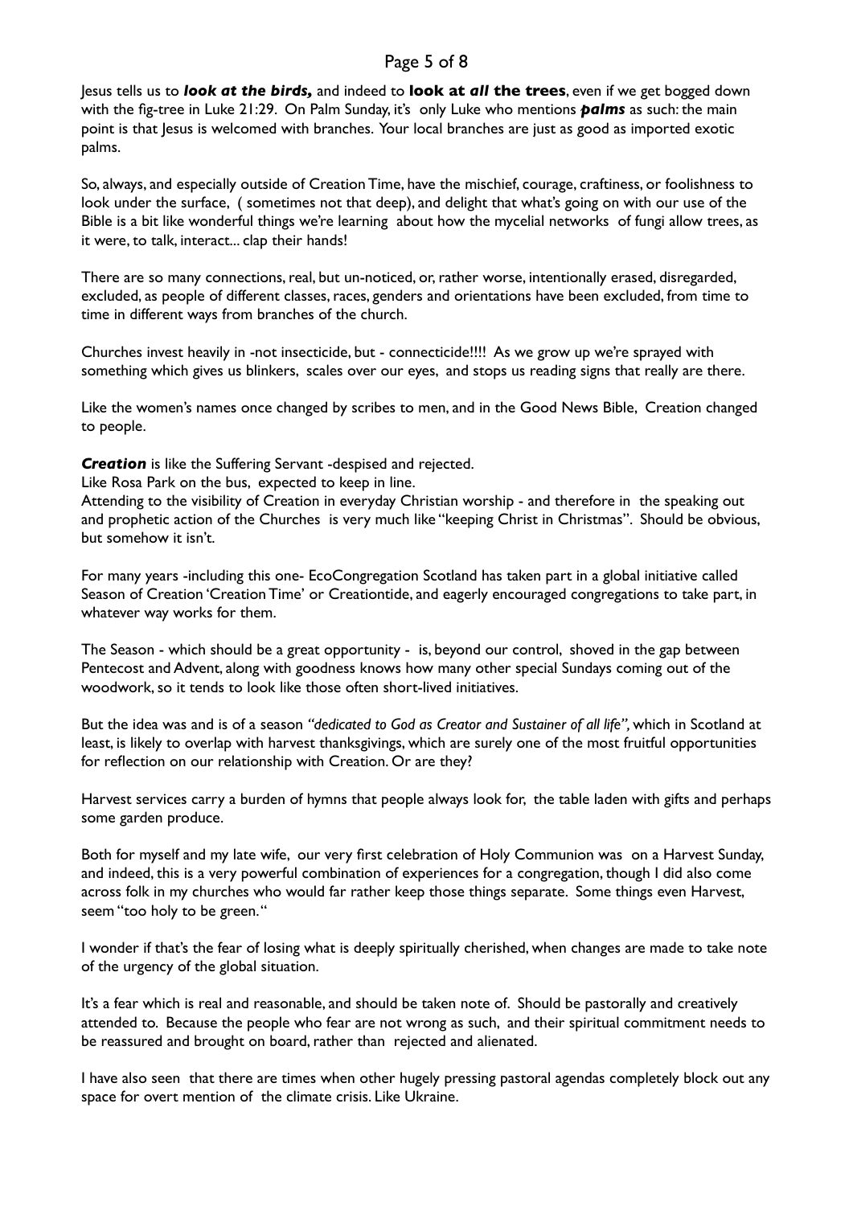Jesus tells us to ***look at the birds,*** and indeed to **look at *all* the trees**, even if we get bogged down with the fig-tree in Luke 21:29. On Palm Sunday, it's only Luke who mentions ***palms*** as such: the main point is that Jesus is welcomed with branches. Your local branches are just as good as imported exotic palms.

So, always, and especially outside of Creation Time, have the mischief, courage, craftiness, or foolishness to look under the surface, ( sometimes not that deep), and delight that what's going on with our use of the Bible is a bit like wonderful things we're learning about how the mycelial networks of fungi allow trees, as it were, to talk, interact... clap their hands!

There are so many connections, real, but un-noticed, or, rather worse, intentionally erased, disregarded, excluded, as people of different classes, races, genders and orientations have been excluded, from time to time in different ways from branches of the church.

Churches invest heavily in -not insecticide, but - connecticide!!!! As we grow up we're sprayed with something which gives us blinkers, scales over our eyes, and stops us reading signs that really are there.

Like the women's names once changed by scribes to men, and in the Good News Bible, Creation changed to people.

***Creation*** is like the Suffering Servant -despised and rejected.
Like Rosa Park on the bus, expected to keep in line.
Attending to the visibility of Creation in everyday Christian worship - and therefore in the speaking out and prophetic action of the Churches is very much like "keeping Christ in Christmas". Should be obvious, but somehow it isn't.

For many years -including this one- EcoCongregation Scotland has taken part in a global initiative called Season of Creation 'Creation Time' or Creationtide, and eagerly encouraged congregations to take part, in whatever way works for them.

The Season - which should be a great opportunity - is, beyond our control, shoved in the gap between Pentecost and Advent, along with goodness knows how many other special Sundays coming out of the woodwork, so it tends to look like those often short-lived initiatives.

But the idea was and is of a season *"dedicated to God as Creator and Sustainer of all life",* which in Scotland at least, is likely to overlap with harvest thanksgivings, which are surely one of the most fruitful opportunities for reflection on our relationship with Creation. Or are they?

Harvest services carry a burden of hymns that people always look for, the table laden with gifts and perhaps some garden produce.

Both for myself and my late wife, our very first celebration of Holy Communion was on a Harvest Sunday, and indeed, this is a very powerful combination of experiences for a congregation, though I did also come across folk in my churches who would far rather keep those things separate. Some things even Harvest, seem "too holy to be green."

I wonder if that's the fear of losing what is deeply spiritually cherished, when changes are made to take note of the urgency of the global situation.

It's a fear which is real and reasonable, and should be taken note of. Should be pastorally and creatively attended to. Because the people who fear are not wrong as such, and their spiritual commitment needs to be reassured and brought on board, rather than rejected and alienated.

I have also seen that there are times when other hugely pressing pastoral agendas completely block out any space for overt mention of the climate crisis. Like Ukraine.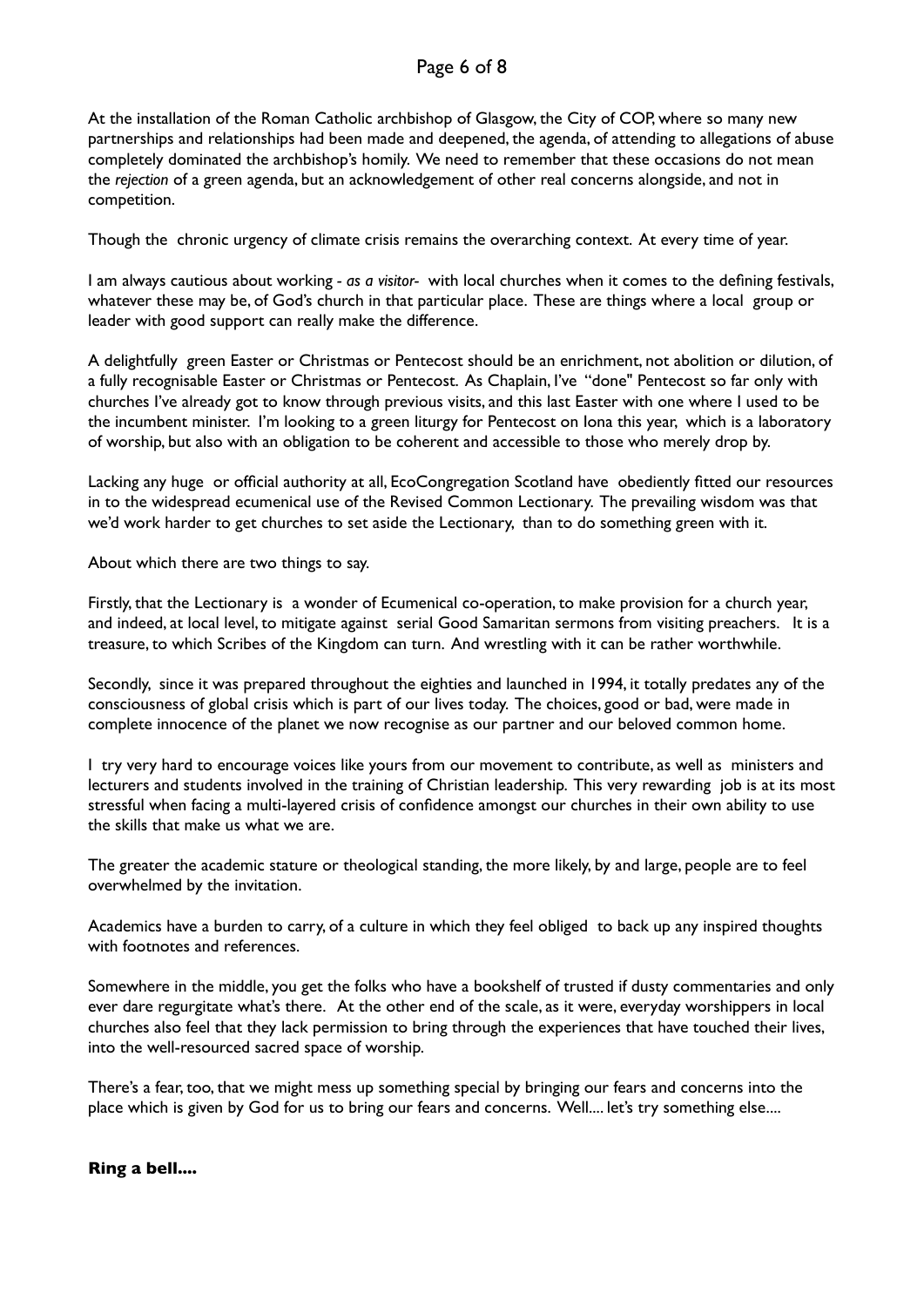At the installation of the Roman Catholic archbishop of Glasgow, the City of COP, where so many new partnerships and relationships had been made and deepened, the agenda, of attending to allegations of abuse completely dominated the archbishop's homily. We need to remember that these occasions do not mean the *rejection* of a green agenda, but an acknowledgement of other real concerns alongside, and not in competition.

Though the chronic urgency of climate crisis remains the overarching context. At every time of year.

I am always cautious about working - *as a visitor-* with local churches when it comes to the defining festivals, whatever these may be, of God's church in that particular place. These are things where a local group or leader with good support can really make the difference.

A delightfully green Easter or Christmas or Pentecost should be an enrichment, not abolition or dilution, of a fully recognisable Easter or Christmas or Pentecost. As Chaplain, I've "done" Pentecost so far only with churches I've already got to know through previous visits, and this last Easter with one where I used to be the incumbent minister. I'm looking to a green liturgy for Pentecost on Iona this year, which is a laboratory of worship, but also with an obligation to be coherent and accessible to those who merely drop by.

Lacking any huge or official authority at all, EcoCongregation Scotland have obediently fitted our resources in to the widespread ecumenical use of the Revised Common Lectionary. The prevailing wisdom was that we'd work harder to get churches to set aside the Lectionary, than to do something green with it.

About which there are two things to say.

Firstly, that the Lectionary is a wonder of Ecumenical co-operation, to make provision for a church year, and indeed, at local level, to mitigate against serial Good Samaritan sermons from visiting preachers. It is a treasure, to which Scribes of the Kingdom can turn. And wrestling with it can be rather worthwhile.

Secondly, since it was prepared throughout the eighties and launched in 1994, it totally predates any of the consciousness of global crisis which is part of our lives today. The choices, good or bad, were made in complete innocence of the planet we now recognise as our partner and our beloved common home.

I try very hard to encourage voices like yours from our movement to contribute, as well as ministers and lecturers and students involved in the training of Christian leadership. This very rewarding job is at its most stressful when facing a multi-layered crisis of confidence amongst our churches in their own ability to use the skills that make us what we are.

The greater the academic stature or theological standing, the more likely, by and large, people are to feel overwhelmed by the invitation.

Academics have a burden to carry, of a culture in which they feel obliged to back up any inspired thoughts with footnotes and references.

Somewhere in the middle, you get the folks who have a bookshelf of trusted if dusty commentaries and only ever dare regurgitate what's there. At the other end of the scale, as it were, everyday worshippers in local churches also feel that they lack permission to bring through the experiences that have touched their lives, into the well-resourced sacred space of worship.

There's a fear, too, that we might mess up something special by bringing our fears and concerns into the place which is given by God for us to bring our fears and concerns. Well.... let's try something else....

**Ring a bell....**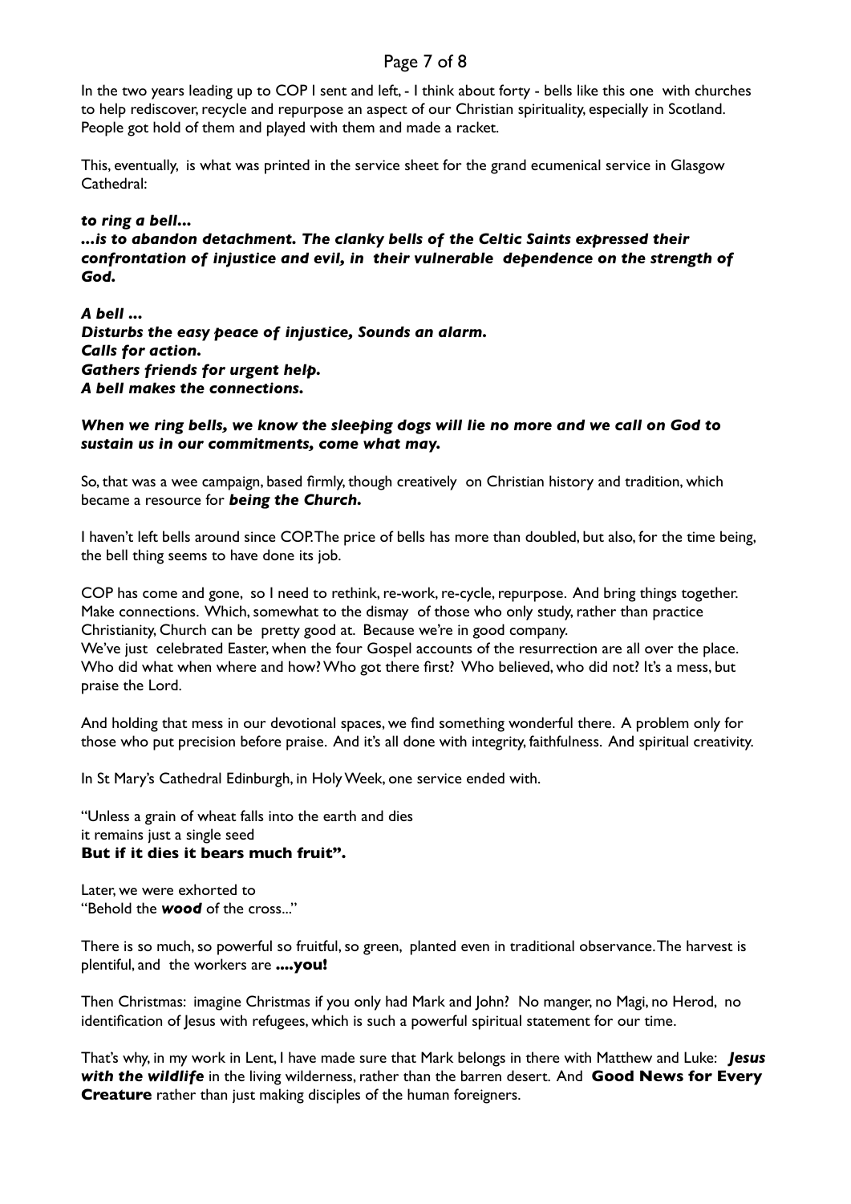In the two years leading up to COP I sent and left, - I think about forty - bells like this one with churches to help rediscover, recycle and repurpose an aspect of our Christian spirituality, especially in Scotland. People got hold of them and played with them and made a racket.

This, eventually, is what was printed in the service sheet for the grand ecumenical service in Glasgow Cathedral:

***to ring a bell...***
***...is to abandon detachment. The clanky bells of the Celtic Saints expressed their confrontation of injustice and evil, in their vulnerable dependence on the strength of God.***

***A bell ...***
***Disturbs the easy peace of injustice, Sounds an alarm.***
***Calls for action.***
***Gathers friends for urgent help.***
***A bell makes the connections.***

***When we ring bells, we know the sleeping dogs will lie no more and we call on God to sustain us in our commitments, come what may.***

So, that was a wee campaign, based firmly, though creatively on Christian history and tradition, which became a resource for ***being the Church.***

I haven't left bells around since COP. The price of bells has more than doubled, but also, for the time being, the bell thing seems to have done its job.

COP has come and gone, so I need to rethink, re-work, re-cycle, repurpose. And bring things together. Make connections. Which, somewhat to the dismay of those who only study, rather than practice Christianity, Church can be pretty good at. Because we're in good company.
We've just celebrated Easter, when the four Gospel accounts of the resurrection are all over the place. Who did what when where and how? Who got there first? Who believed, who did not? It's a mess, but praise the Lord.

And holding that mess in our devotional spaces, we find something wonderful there. A problem only for those who put precision before praise. And it's all done with integrity, faithfulness. And spiritual creativity.

In St Mary's Cathedral Edinburgh, in Holy Week, one service ended with.

"Unless a grain of wheat falls into the earth and dies
it remains just a single seed
**But if it dies it bears much fruit".**

Later, we were exhorted to
"Behold the ***wood*** of the cross..."

There is so much, so powerful so fruitful, so green, planted even in traditional observance. The harvest is plentiful, and the workers are **....you!**

Then Christmas: imagine Christmas if you only had Mark and John? No manger, no Magi, no Herod, no identification of Jesus with refugees, which is such a powerful spiritual statement for our time.

That's why, in my work in Lent, I have made sure that Mark belongs in there with Matthew and Luke: ***Jesus with the wildlife*** in the living wilderness, rather than the barren desert. And **Good News for Every Creature** rather than just making disciples of the human foreigners.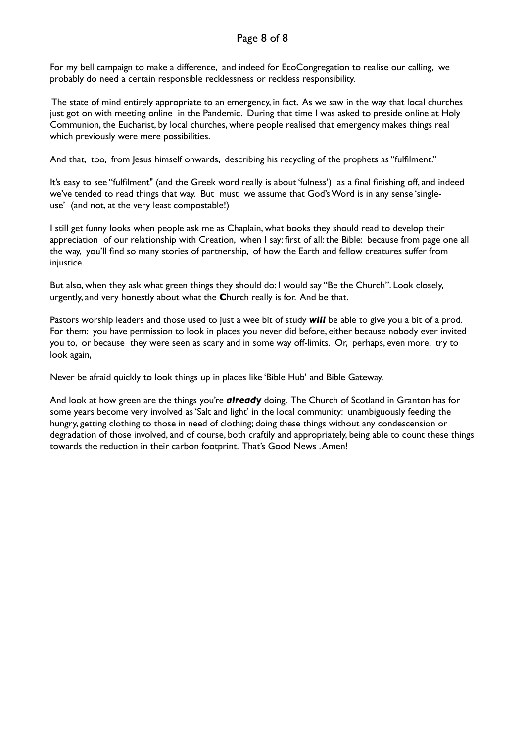For my bell campaign to make a difference, and indeed for EcoCongregation to realise our calling, we probably do need a certain responsible recklessness or reckless responsibility.

The state of mind entirely appropriate to an emergency, in fact. As we saw in the way that local churches just got on with meeting online in the Pandemic. During that time I was asked to preside online at Holy Communion, the Eucharist, by local churches, where people realised that emergency makes things real which previously were mere possibilities.

And that, too, from Jesus himself onwards, describing his recycling of the prophets as "fulfilment."

It's easy to see "fulfilment" (and the Greek word really is about 'fulness') as a final finishing off, and indeed we've tended to read things that way. But must we assume that God's Word is in any sense 'single-use' (and not, at the very least compostable!)

I still get funny looks when people ask me as Chaplain, what books they should read to develop their appreciation of our relationship with Creation, when I say: first of all: the Bible: because from page one all the way, you'll find so many stories of partnership, of how the Earth and fellow creatures suffer from injustice.

But also, when they ask what green things they should do: I would say "Be the Church". Look closely, urgently, and very honestly about what the **C**hurch really is for. And be that.

Pastors worship leaders and those used to just a wee bit of study ***will*** be able to give you a bit of a prod. For them: you have permission to look in places you never did before, either because nobody ever invited you to, or because they were seen as scary and in some way off-limits. Or, perhaps, even more, try to look again,

Never be afraid quickly to look things up in places like 'Bible Hub' and Bible Gateway.

And look at how green are the things you're ***already*** doing. The Church of Scotland in Granton has for some years become very involved as 'Salt and light' in the local community: unambiguously feeding the hungry, getting clothing to those in need of clothing; doing these things without any condescension or degradation of those involved, and of course, both craftily and appropriately, being able to count these things towards the reduction in their carbon footprint. That's Good News .Amen!